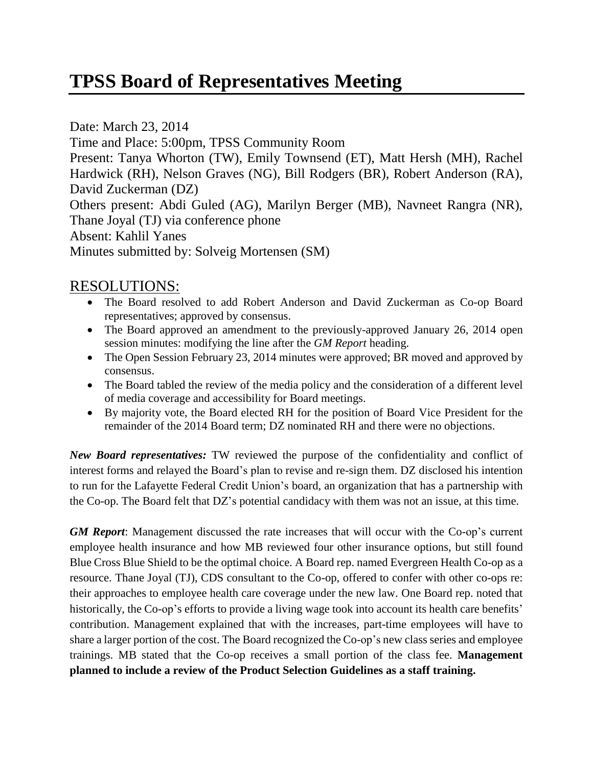# TPSS Board of Representatives Meeting

Date: March 23, 2014
Time and Place: 5:00pm, TPSS Community Room
Present: Tanya Whorton (TW), Emily Townsend (ET), Matt Hersh (MH), Rachel Hardwick (RH), Nelson Graves (NG), Bill Rodgers (BR), Robert Anderson (RA), David Zuckerman (DZ)
Others present: Abdi Guled (AG), Marilyn Berger (MB), Navneet Rangra (NR), Thane Joyal (TJ) via conference phone
Absent: Kahlil Yanes
Minutes submitted by: Solveig Mortensen (SM)

## RESOLUTIONS:

- The Board resolved to add Robert Anderson and David Zuckerman as Co-op Board representatives; approved by consensus.
- The Board approved an amendment to the previously-approved January 26, 2014 open session minutes: modifying the line after the *GM Report* heading.
- The Open Session February 23, 2014 minutes were approved; BR moved and approved by consensus.
- The Board tabled the review of the media policy and the consideration of a different level of media coverage and accessibility for Board meetings.
- By majority vote, the Board elected RH for the position of Board Vice President for the remainder of the 2014 Board term; DZ nominated RH and there were no objections.

***New Board representatives:*** TW reviewed the purpose of the confidentiality and conflict of interest forms and relayed the Board's plan to revise and re-sign them. DZ disclosed his intention to run for the Lafayette Federal Credit Union's board, an organization that has a partnership with the Co-op. The Board felt that DZ's potential candidacy with them was not an issue, at this time.

***GM Report***: Management discussed the rate increases that will occur with the Co-op's current employee health insurance and how MB reviewed four other insurance options, but still found Blue Cross Blue Shield to be the optimal choice. A Board rep. named Evergreen Health Co-op as a resource. Thane Joyal (TJ), CDS consultant to the Co-op, offered to confer with other co-ops re: their approaches to employee health care coverage under the new law. One Board rep. noted that historically, the Co-op's efforts to provide a living wage took into account its health care benefits' contribution. Management explained that with the increases, part-time employees will have to share a larger portion of the cost. The Board recognized the Co-op's new class series and employee trainings. MB stated that the Co-op receives a small portion of the class fee. **Management planned to include a review of the Product Selection Guidelines as a staff training.**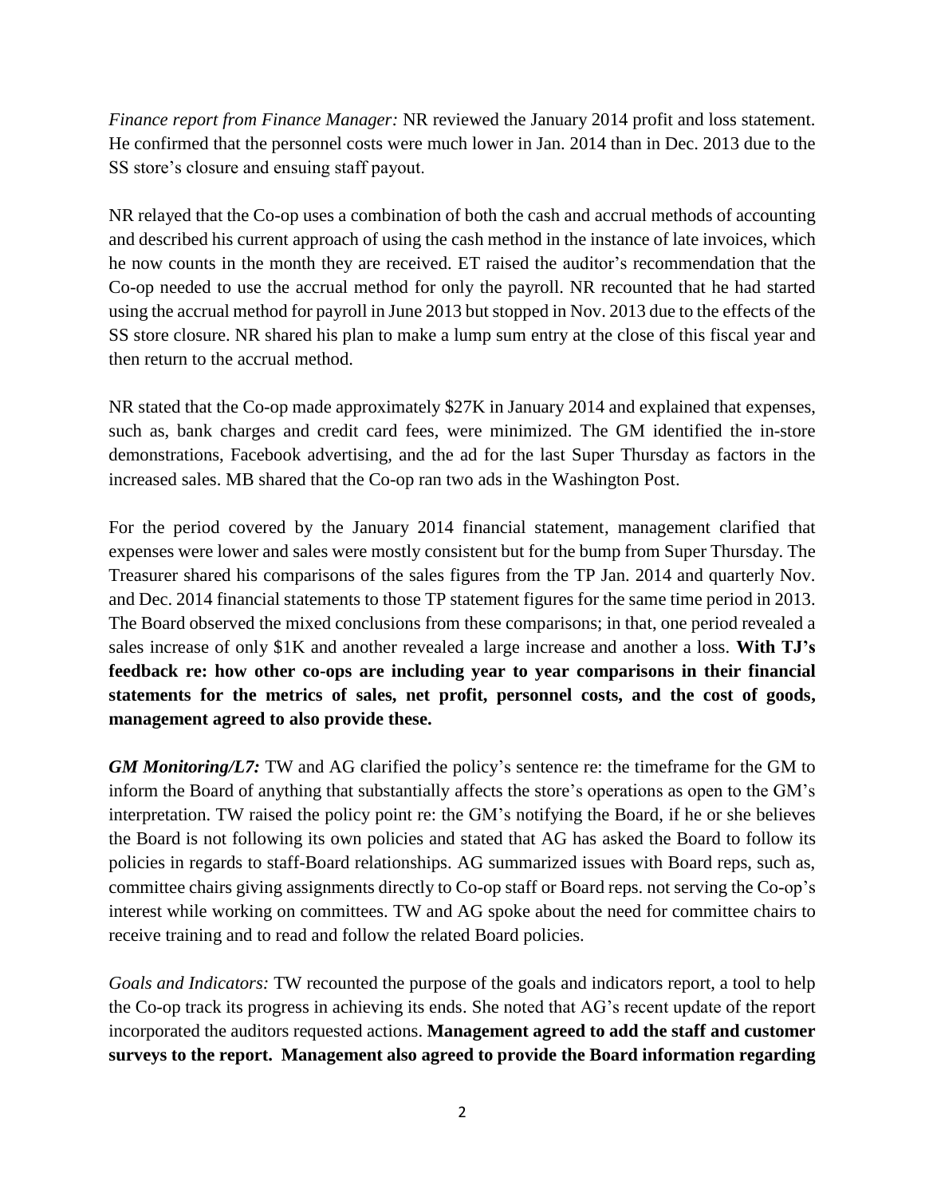*Finance report from Finance Manager:* NR reviewed the January 2014 profit and loss statement. He confirmed that the personnel costs were much lower in Jan. 2014 than in Dec. 2013 due to the SS store's closure and ensuing staff payout.

NR relayed that the Co-op uses a combination of both the cash and accrual methods of accounting and described his current approach of using the cash method in the instance of late invoices, which he now counts in the month they are received. ET raised the auditor's recommendation that the Co-op needed to use the accrual method for only the payroll. NR recounted that he had started using the accrual method for payroll in June 2013 but stopped in Nov. 2013 due to the effects of the SS store closure. NR shared his plan to make a lump sum entry at the close of this fiscal year and then return to the accrual method.

NR stated that the Co-op made approximately $27K in January 2014 and explained that expenses, such as, bank charges and credit card fees, were minimized. The GM identified the in-store demonstrations, Facebook advertising, and the ad for the last Super Thursday as factors in the increased sales. MB shared that the Co-op ran two ads in the Washington Post.

For the period covered by the January 2014 financial statement, management clarified that expenses were lower and sales were mostly consistent but for the bump from Super Thursday. The Treasurer shared his comparisons of the sales figures from the TP Jan. 2014 and quarterly Nov. and Dec. 2014 financial statements to those TP statement figures for the same time period in 2013. The Board observed the mixed conclusions from these comparisons; in that, one period revealed a sales increase of only $1K and another revealed a large increase and another a loss. **With TJ's feedback re: how other co-ops are including year to year comparisons in their financial statements for the metrics of sales, net profit, personnel costs, and the cost of goods, management agreed to also provide these.**

***GM Monitoring/L7:*** TW and AG clarified the policy's sentence re: the timeframe for the GM to inform the Board of anything that substantially affects the store's operations as open to the GM's interpretation. TW raised the policy point re: the GM's notifying the Board, if he or she believes the Board is not following its own policies and stated that AG has asked the Board to follow its policies in regards to staff-Board relationships. AG summarized issues with Board reps, such as, committee chairs giving assignments directly to Co-op staff or Board reps. not serving the Co-op's interest while working on committees. TW and AG spoke about the need for committee chairs to receive training and to read and follow the related Board policies.

*Goals and Indicators:* TW recounted the purpose of the goals and indicators report, a tool to help the Co-op track its progress in achieving its ends. She noted that AG's recent update of the report incorporated the auditors requested actions. **Management agreed to add the staff and customer surveys to the report. Management also agreed to provide the Board information regarding**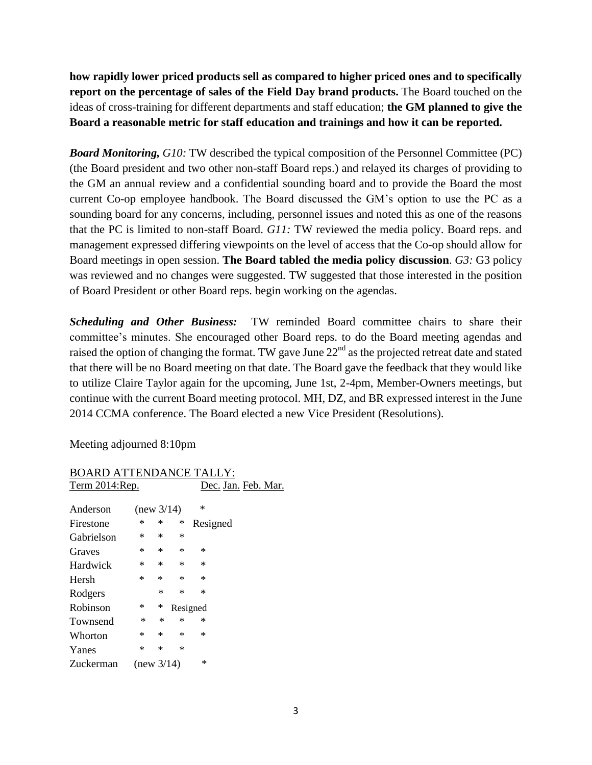**how rapidly lower priced products sell as compared to higher priced ones and to specifically report on the percentage of sales of the Field Day brand products.** The Board touched on the ideas of cross-training for different departments and staff education; **the GM planned to give the Board a reasonable metric for staff education and trainings and how it can be reported.**

***Board Monitoring,*** *G10:* TW described the typical composition of the Personnel Committee (PC) (the Board president and two other non-staff Board reps.) and relayed its charges of providing to the GM an annual review and a confidential sounding board and to provide the Board the most current Co-op employee handbook. The Board discussed the GM's option to use the PC as a sounding board for any concerns, including, personnel issues and noted this as one of the reasons that the PC is limited to non-staff Board. *G11:* TW reviewed the media policy. Board reps. and management expressed differing viewpoints on the level of access that the Co-op should allow for Board meetings in open session. **The Board tabled the media policy discussion**. *G3:* G3 policy was reviewed and no changes were suggested. TW suggested that those interested in the position of Board President or other Board reps. begin working on the agendas.

***Scheduling and Other Business:*** TW reminded Board committee chairs to share their committee's minutes. She encouraged other Board reps. to do the Board meeting agendas and raised the option of changing the format. TW gave June 22nd as the projected retreat date and stated that there will be no Board meeting on that date. The Board gave the feedback that they would like to utilize Claire Taylor again for the upcoming, June 1st, 2-4pm, Member-Owners meetings, but continue with the current Board meeting protocol. MH, DZ, and BR expressed interest in the June 2014 CCMA conference. The Board elected a new Vice President (Resolutions).

Meeting adjourned 8:10pm

BOARD ATTENDANCE TALLY:

| Term 2014:Rep. | Dec. | Jan. | Feb. | Mar. |
|---|---|---|---|---|
| Anderson | (new 3/14) | | | * |
| Firestone | * | * | * | Resigned |
| Gabrielson | * | * | * | |
| Graves | * | * | * | * |
| Hardwick | * | * | * | * |
| Hersh | * | * | * | * |
| Rodgers | | * | * | * |
| Robinson | * | * | Resigned | |
| Townsend | * | * | * | * |
| Whorton | * | * | * | * |
| Yanes | * | * | * | |
| Zuckerman | (new 3/14) | | | * |